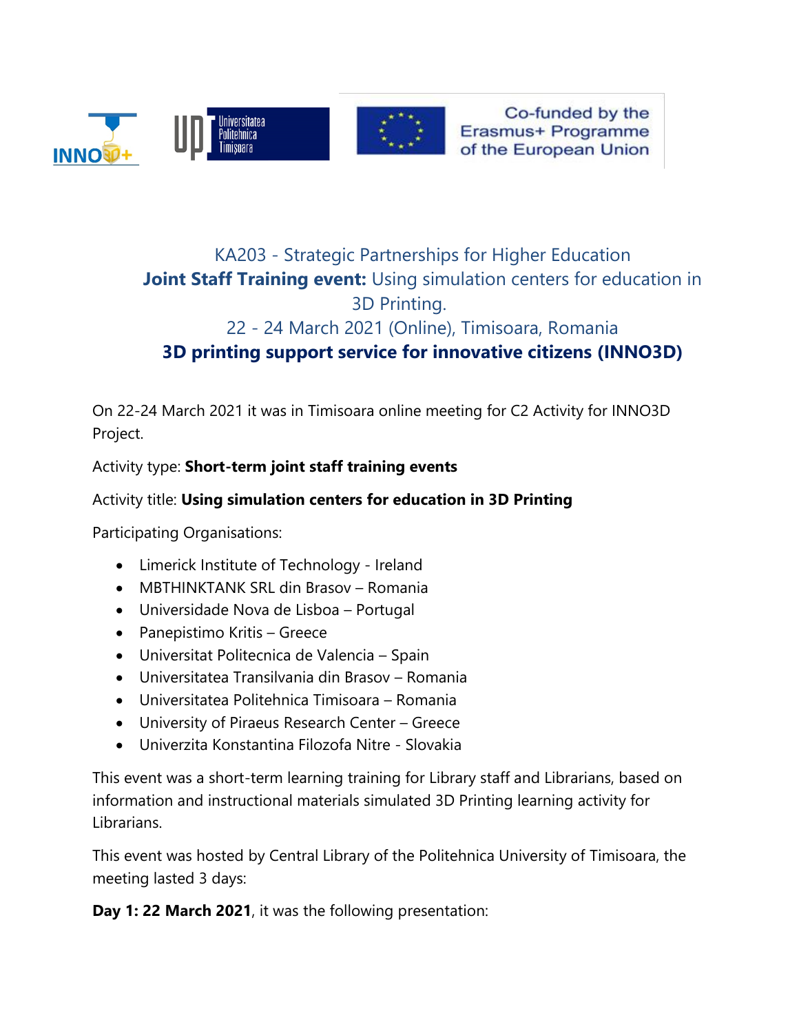KA203 - Strategic Partnerships for Higher Education

**Joint Staff Training event:** Using simulation centers for education in 3D Printing.

22 - 24 March 2021 (Online), Timisoara, Romania

**3D printing support service for innovative citizens (INNO3D)**

On 22-24 March 2021 it was in Timisoara online meeting for C2 Activity for INNO3D Project.

Activity type: **Short-term joint staff training events**

Activity title: **Using simulation centers for education in 3D Printing**

Participating Organisations:

- Limerick Institute of Technology - Ireland
- MBTHINKTANK SRL din Brasov – Romania
- Universidade Nova de Lisboa – Portugal
- Panepistimo Kritis – Greece
- Universitat Politecnica de Valencia – Spain
- Universitatea Transilvania din Brasov – Romania
- Universitatea Politehnica Timisoara – Romania
- University of Piraeus Research Center – Greece
- Univerzita Konstantina Filozofa Nitre - Slovakia

This event was a short-term learning training for Library staff and Librarians, based on information and instructional materials simulated 3D Printing learning activity for Librarians.

This event was hosted by Central Library of the Politehnica University of Timisoara, the meeting lasted 3 days:

**Day 1: 22 March 2021**, it was the following presentation: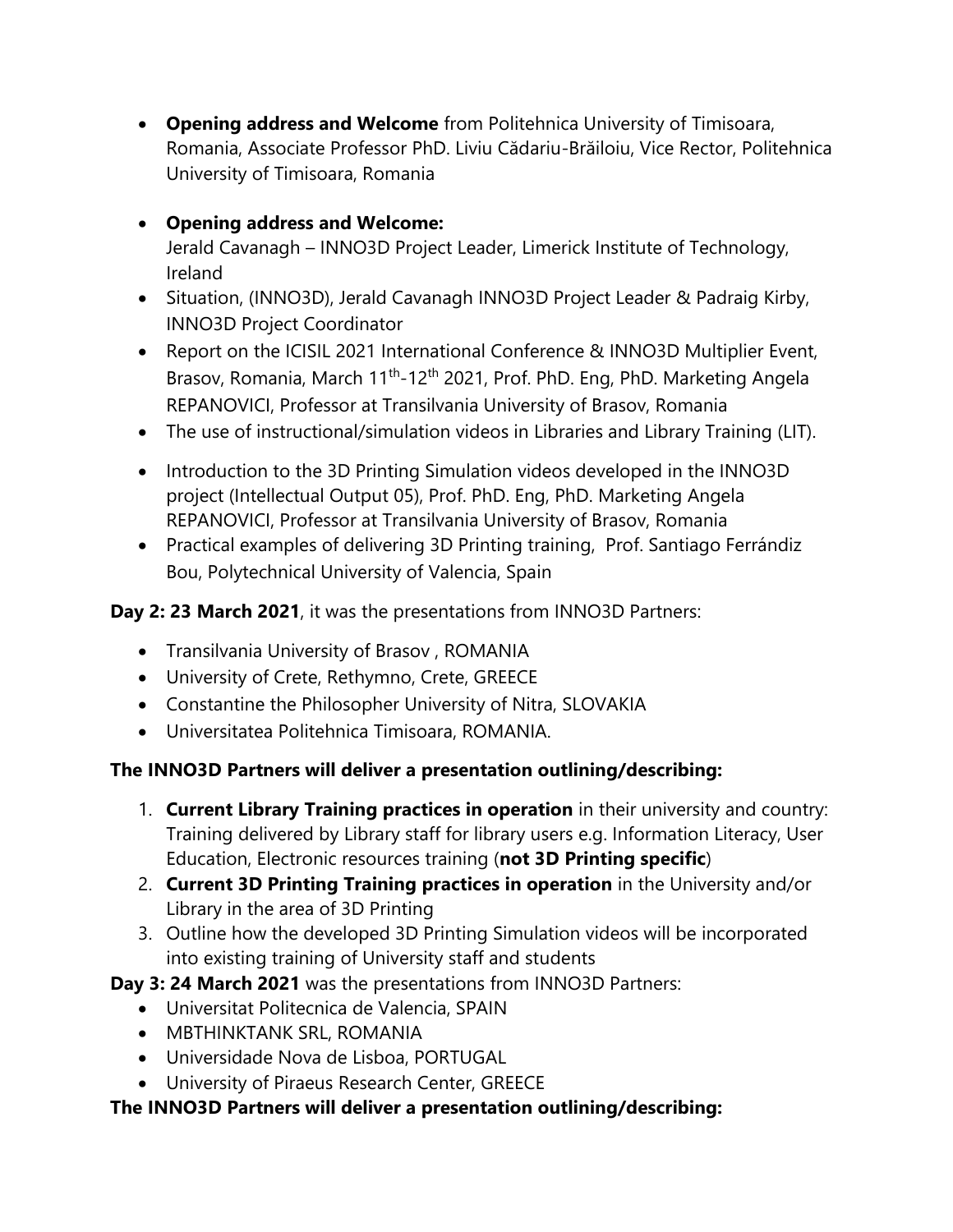- **Opening address and Welcome** from Politehnica University of Timisoara, Romania, Associate Professor PhD. Liviu Cădariu-Brăiloiu, Vice Rector, Politehnica University of Timisoara, Romania

- **Opening address and Welcome:** Jerald Cavanagh – INNO3D Project Leader, Limerick Institute of Technology, Ireland
- Situation, (INNO3D), Jerald Cavanagh INNO3D Project Leader & Padraig Kirby, INNO3D Project Coordinator
- Report on the ICISIL 2021 International Conference & INNO3D Multiplier Event, Brasov, Romania, March 11th-12th 2021, Prof. PhD. Eng, PhD. Marketing Angela REPANOVICI, Professor at Transilvania University of Brasov, Romania
- The use of instructional/simulation videos in Libraries and Library Training (LIT).

- Introduction to the 3D Printing Simulation videos developed in the INNO3D project (Intellectual Output 05), Prof. PhD. Eng, PhD. Marketing Angela REPANOVICI, Professor at Transilvania University of Brasov, Romania
- Practical examples of delivering 3D Printing training, Prof. Santiago Ferrándiz Bou, Polytechnical University of Valencia, Spain

**Day 2: 23 March 2021**, it was the presentations from INNO3D Partners:

- Transilvania University of Brasov , ROMANIA
- University of Crete, Rethymno, Crete, GREECE
- Constantine the Philosopher University of Nitra, SLOVAKIA
- Universitatea Politehnica Timisoara, ROMANIA.

**The INNO3D Partners will deliver a presentation outlining/describing:**

1. **Current Library Training practices in operation** in their university and country: Training delivered by Library staff for library users e.g. Information Literacy, User Education, Electronic resources training (**not 3D Printing specific**)
2. **Current 3D Printing Training practices in operation** in the University and/or Library in the area of 3D Printing
3. Outline how the developed 3D Printing Simulation videos will be incorporated into existing training of University staff and students

**Day 3: 24 March 2021** was the presentations from INNO3D Partners:

- Universitat Politecnica de Valencia, SPAIN
- MBTHINKTANK SRL, ROMANIA
- Universidade Nova de Lisboa, PORTUGAL
- University of Piraeus Research Center, GREECE

**The INNO3D Partners will deliver a presentation outlining/describing:**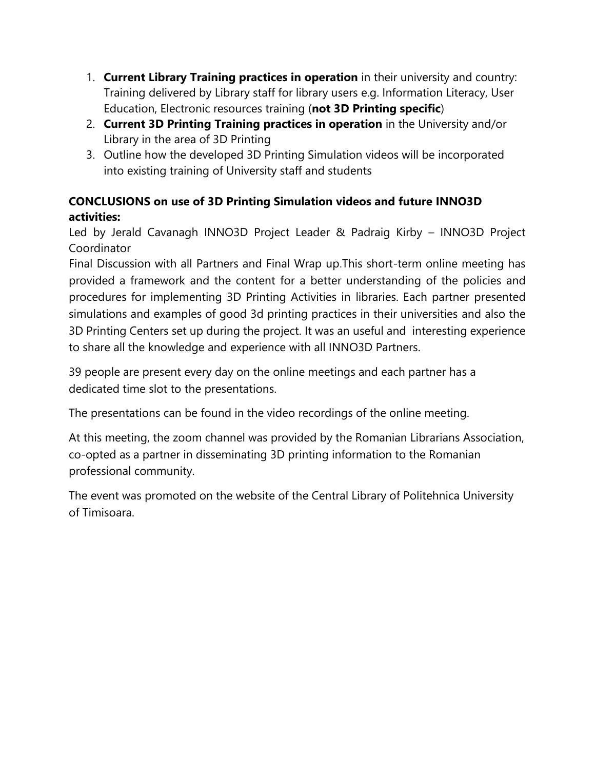1. **Current Library Training practices in operation** in their university and country: Training delivered by Library staff for library users e.g. Information Literacy, User Education, Electronic resources training (**not 3D Printing specific**)
2. **Current 3D Printing Training practices in operation** in the University and/or Library in the area of 3D Printing
3. Outline how the developed 3D Printing Simulation videos will be incorporated into existing training of University staff and students

**CONCLUSIONS on use of 3D Printing Simulation videos and future INNO3D activities:**

Led by Jerald Cavanagh INNO3D Project Leader & Padraig Kirby – INNO3D Project Coordinator

Final Discussion with all Partners and Final Wrap up.This short-term online meeting has provided a framework and the content for a better understanding of the policies and procedures for implementing 3D Printing Activities in libraries. Each partner presented simulations and examples of good 3d printing practices in their universities and also the 3D Printing Centers set up during the project. It was an useful and interesting experience to share all the knowledge and experience with all INNO3D Partners.

39 people are present every day on the online meetings and each partner has a dedicated time slot to the presentations.

The presentations can be found in the video recordings of the online meeting.

At this meeting, the zoom channel was provided by the Romanian Librarians Association, co-opted as a partner in disseminating 3D printing information to the Romanian professional community.

The event was promoted on the website of the Central Library of Politehnica University of Timisoara.